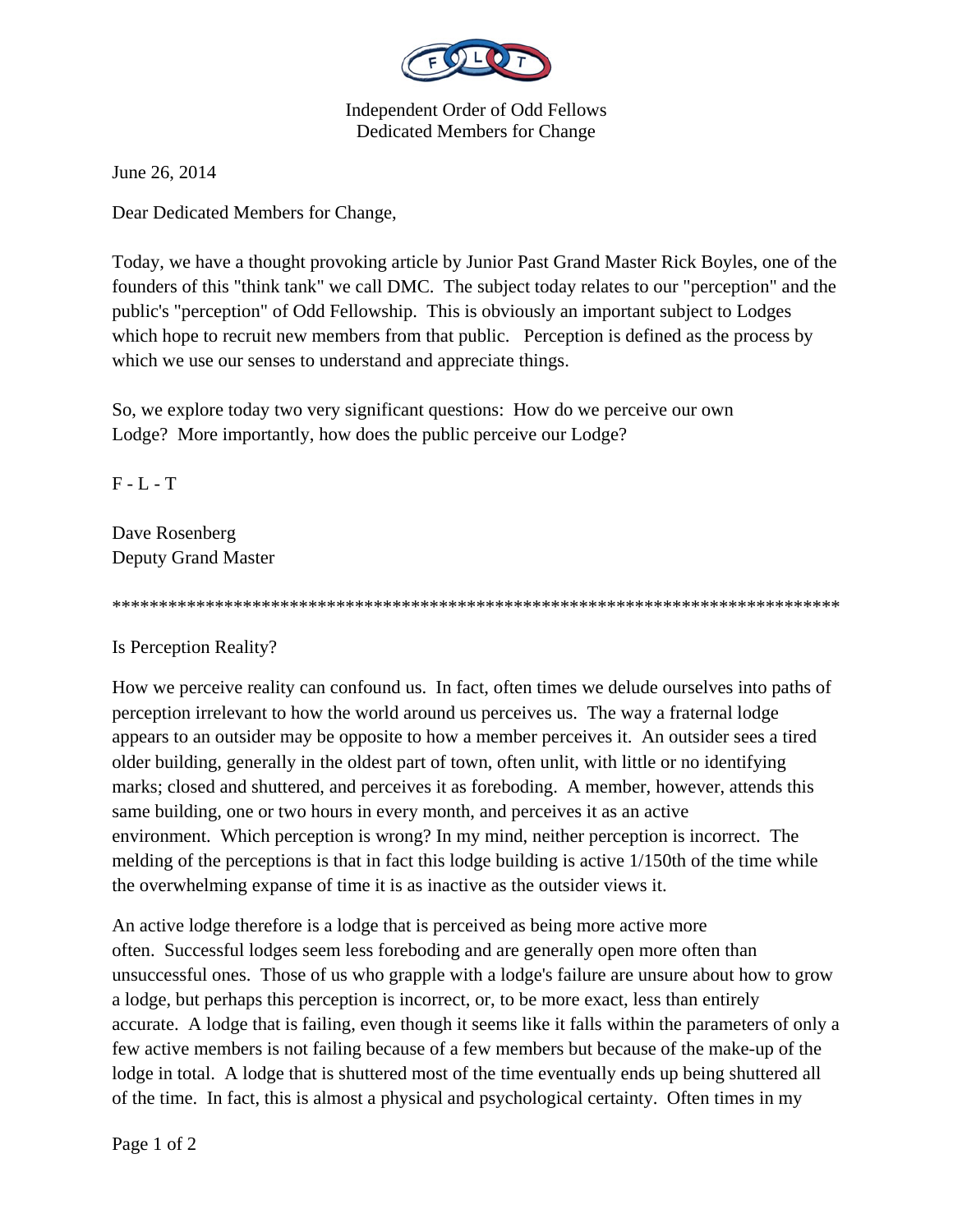Independent Order of Odd Fellows
Dedicated Members for Change

June 26, 2014

Dear Dedicated Members for Change,

Today, we have a thought provoking article by Junior Past Grand Master Rick Boyles, one of the founders of this "think tank" we call DMC. The subject today relates to our "perception" and the public's "perception" of Odd Fellowship. This is obviously an important subject to Lodges which hope to recruit new members from that public. Perception is defined as the process by which we use our senses to understand and appreciate things.

So, we explore today two very significant questions: How do we perceive our own Lodge? More importantly, how does the public perceive our Lodge?

F - L - T

Dave Rosenberg
Deputy Grand Master

*********************************************************************************

Is Perception Reality?

How we perceive reality can confound us. In fact, often times we delude ourselves into paths of perception irrelevant to how the world around us perceives us. The way a fraternal lodge appears to an outsider may be opposite to how a member perceives it. An outsider sees a tired older building, generally in the oldest part of town, often unlit, with little or no identifying marks; closed and shuttered, and perceives it as foreboding. A member, however, attends this same building, one or two hours in every month, and perceives it as an active environment. Which perception is wrong? In my mind, neither perception is incorrect. The melding of the perceptions is that in fact this lodge building is active 1/150th of the time while the overwhelming expanse of time it is as inactive as the outsider views it.

An active lodge therefore is a lodge that is perceived as being more active more often. Successful lodges seem less foreboding and are generally open more often than unsuccessful ones. Those of us who grapple with a lodge's failure are unsure about how to grow a lodge, but perhaps this perception is incorrect, or, to be more exact, less than entirely accurate. A lodge that is failing, even though it seems like it falls within the parameters of only a few active members is not failing because of a few members but because of the make-up of the lodge in total. A lodge that is shuttered most of the time eventually ends up being shuttered all of the time. In fact, this is almost a physical and psychological certainty. Often times in my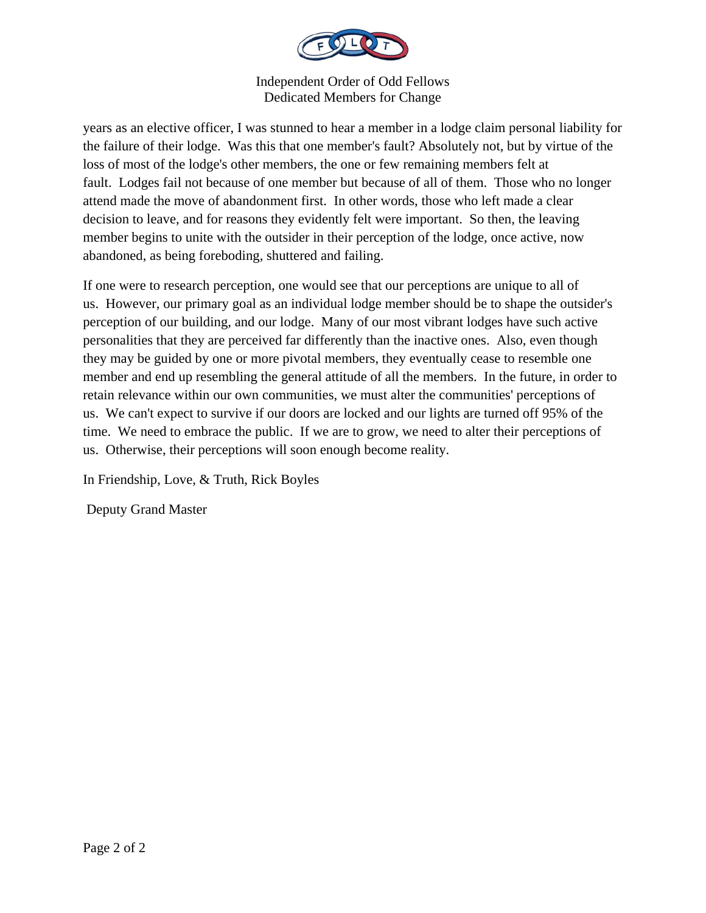years as an elective officer, I was stunned to hear a member in a lodge claim personal liability for the failure of their lodge. Was this that one member's fault? Absolutely not, but by virtue of the loss of most of the lodge's other members, the one or few remaining members felt at fault. Lodges fail not because of one member but because of all of them. Those who no longer attend made the move of abandonment first. In other words, those who left made a clear decision to leave, and for reasons they evidently felt were important. So then, the leaving member begins to unite with the outsider in their perception of the lodge, once active, now abandoned, as being foreboding, shuttered and failing.

If one were to research perception, one would see that our perceptions are unique to all of us. However, our primary goal as an individual lodge member should be to shape the outsider's perception of our building, and our lodge. Many of our most vibrant lodges have such active personalities that they are perceived far differently than the inactive ones. Also, even though they may be guided by one or more pivotal members, they eventually cease to resemble one member and end up resembling the general attitude of all the members. In the future, in order to retain relevance within our own communities, we must alter the communities' perceptions of us. We can't expect to survive if our doors are locked and our lights are turned off 95% of the time. We need to embrace the public. If we are to grow, we need to alter their perceptions of us. Otherwise, their perceptions will soon enough become reality.

In Friendship, Love, & Truth, Rick Boyles

Deputy Grand Master